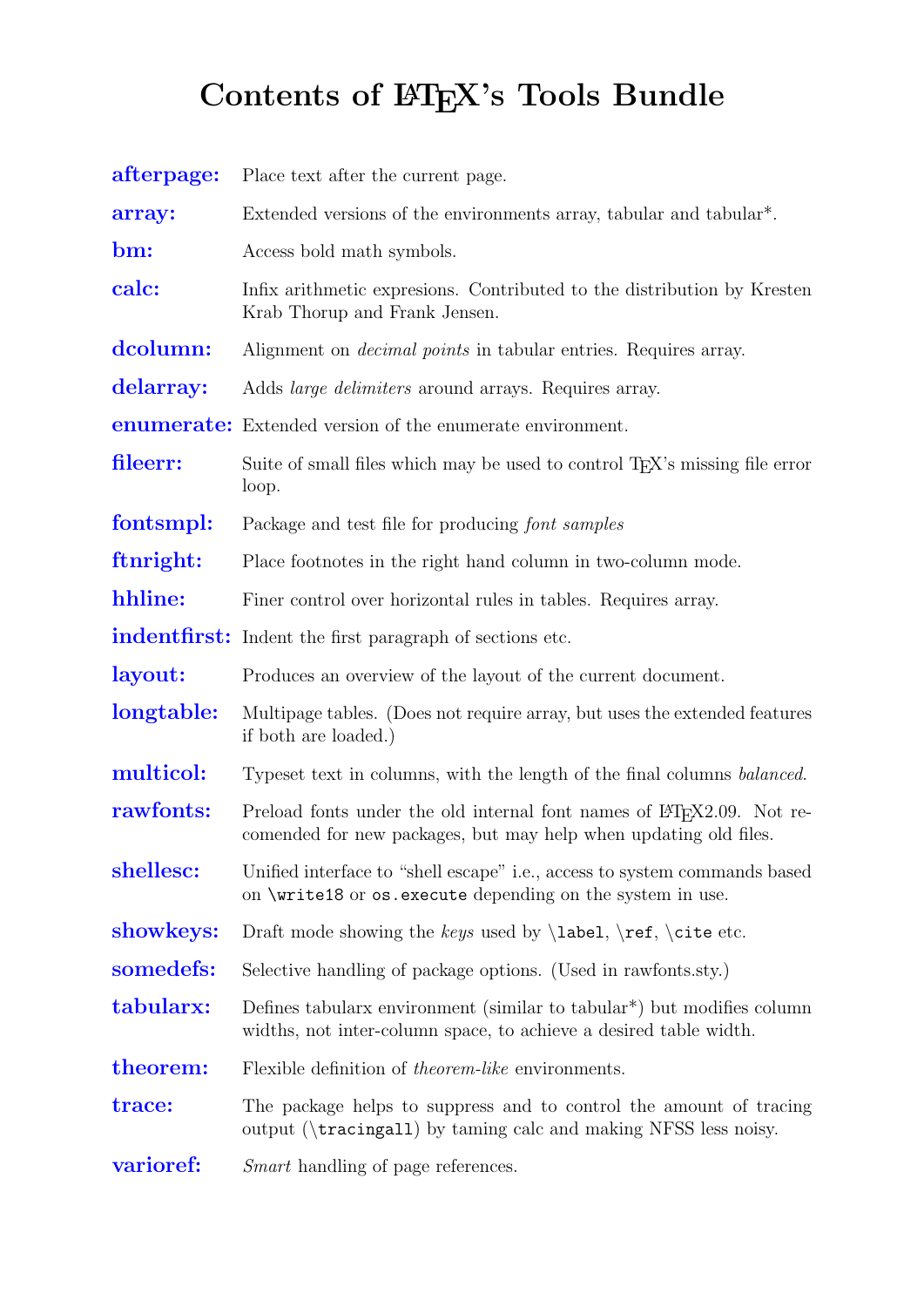# Contents of LaTeX's Tools Bundle

**afterpage:** Place text after the current page.

**array:** Extended versions of the environments array, tabular and tabular*.

**bm:** Access bold math symbols.

**calc:** Infix arithmetic expresions. Contributed to the distribution by Kresten Krab Thorup and Frank Jensen.

**dcolumn:** Alignment on *decimal points* in tabular entries. Requires array.

**delarray:** Adds *large delimiters* around arrays. Requires array.

**enumerate:** Extended version of the enumerate environment.

**fileerr:** Suite of small files which may be used to control TeX's missing file error loop.

**fontsmpl:** Package and test file for producing *font samples*

**ftnright:** Place footnotes in the right hand column in two-column mode.

**hhline:** Finer control over horizontal rules in tables. Requires array.

**indentfirst:** Indent the first paragraph of sections etc.

**layout:** Produces an overview of the layout of the current document.

**longtable:** Multipage tables. (Does not require array, but uses the extended features if both are loaded.)

**multicol:** Typeset text in columns, with the length of the final columns *balanced*.

**rawfonts:** Preload fonts under the old internal font names of LaTeX2.09. Not recomended for new packages, but may help when updating old files.

**shellesc:** Unified interface to "shell escape" i.e., access to system commands based on `\write18` or `os.execute` depending on the system in use.

**showkeys:** Draft mode showing the *keys* used by `\label`, `\ref`, `\cite` etc.

**somedefs:** Selective handling of package options. (Used in rawfonts.sty.)

**tabularx:** Defines tabularx environment (similar to tabular*) but modifies column widths, not inter-column space, to achieve a desired table width.

**theorem:** Flexible definition of *theorem-like* environments.

**trace:** The package helps to suppress and to control the amount of tracing output (`\tracingall`) by taming calc and making NFSS less noisy.

**varioref:** *Smart* handling of page references.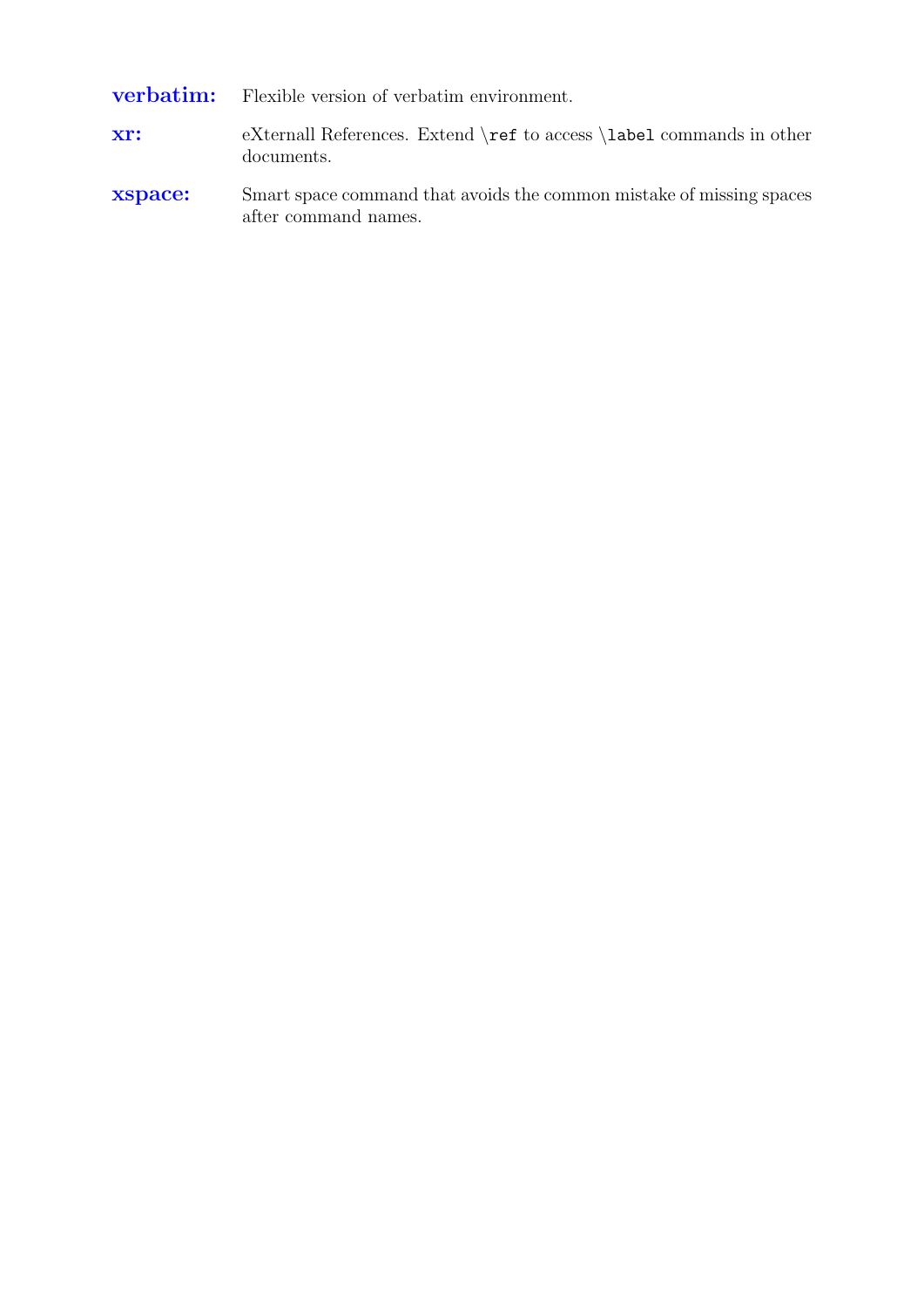**verbatim:** Flexible version of verbatim environment.

**xr:** eXternall References. Extend `\ref` to access `\label` commands in other documents.

**xspace:** Smart space command that avoids the common mistake of missing spaces after command names.